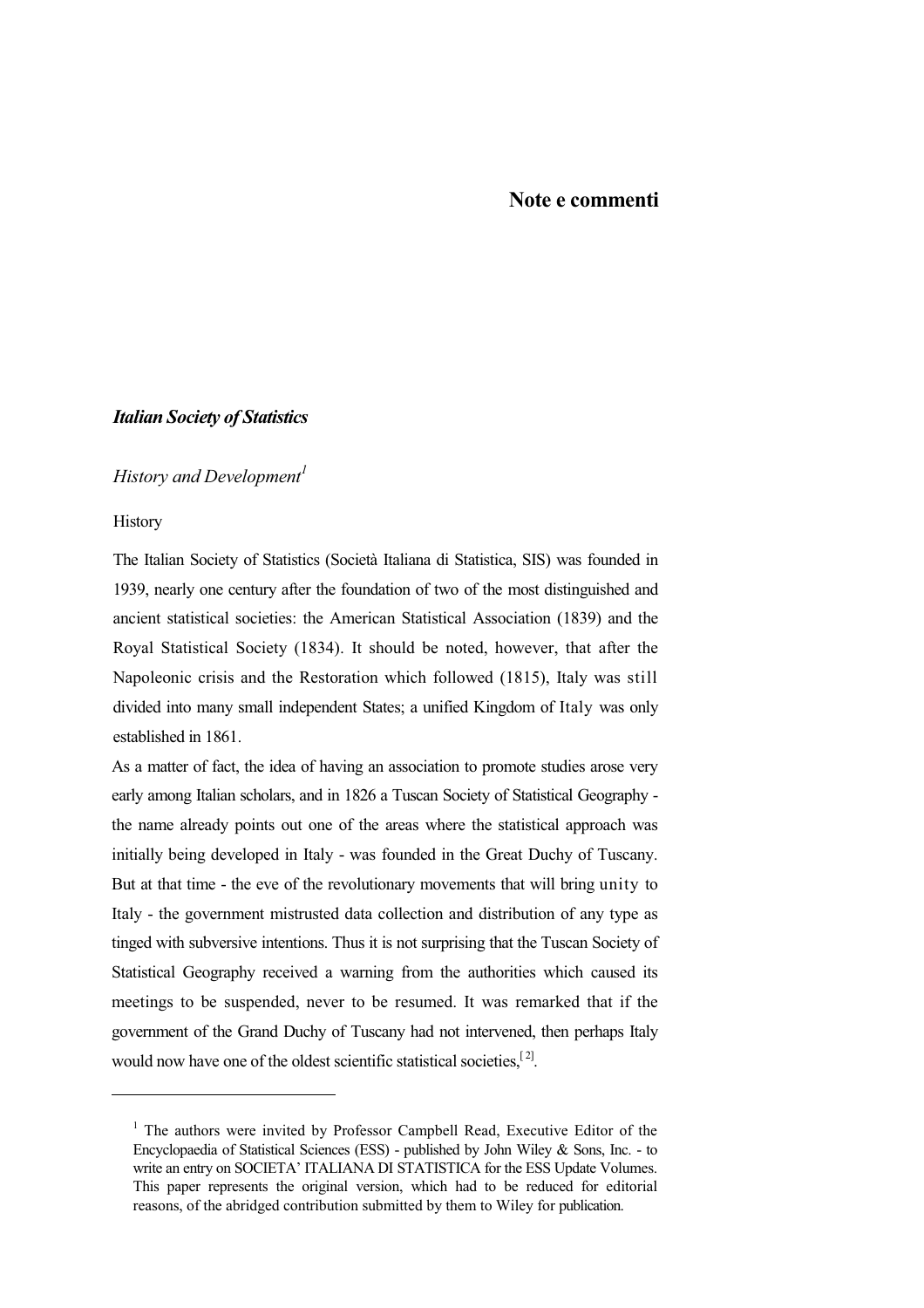# Note e commenti

## *Italian Society of Statistics*

### *History and Development*[1]

History

The Italian Society of Statistics (Società Italiana di Statistica, SIS) was founded in 1939, nearly one century after the foundation of two of the most distinguished and ancient statistical societies: the American Statistical Association (1839) and the Royal Statistical Society (1834). It should be noted, however, that after the Napoleonic crisis and the Restoration which followed (1815), Italy was still divided into many small independent States; a unified Kingdom of Italy was only established in 1861.

As a matter of fact, the idea of having an association to promote studies arose very early among Italian scholars, and in 1826 a Tuscan Society of Statistical Geography - the name already points out one of the areas where the statistical approach was initially being developed in Italy - was founded in the Great Duchy of Tuscany. But at that time - the eve of the revolutionary movements that will bring unity to Italy - the government mistrusted data collection and distribution of any type as tinged with subversive intentions. Thus it is not surprising that the Tuscan Society of Statistical Geography received a warning from the authorities which caused its meetings to be suspended, never to be resumed. It was remarked that if the government of the Grand Duchy of Tuscany had not intervened, then perhaps Italy would now have one of the oldest scientific statistical societies,[2].

---

[1] The authors were invited by Professor Campbell Read, Executive Editor of the Encyclopaedia of Statistical Sciences (ESS) - published by John Wiley & Sons, Inc. - to write an entry on SOCIETA' ITALIANA DI STATISTICA for the ESS Update Volumes. This paper represents the original version, which had to be reduced for editorial reasons, of the abridged contribution submitted by them to Wiley for publication.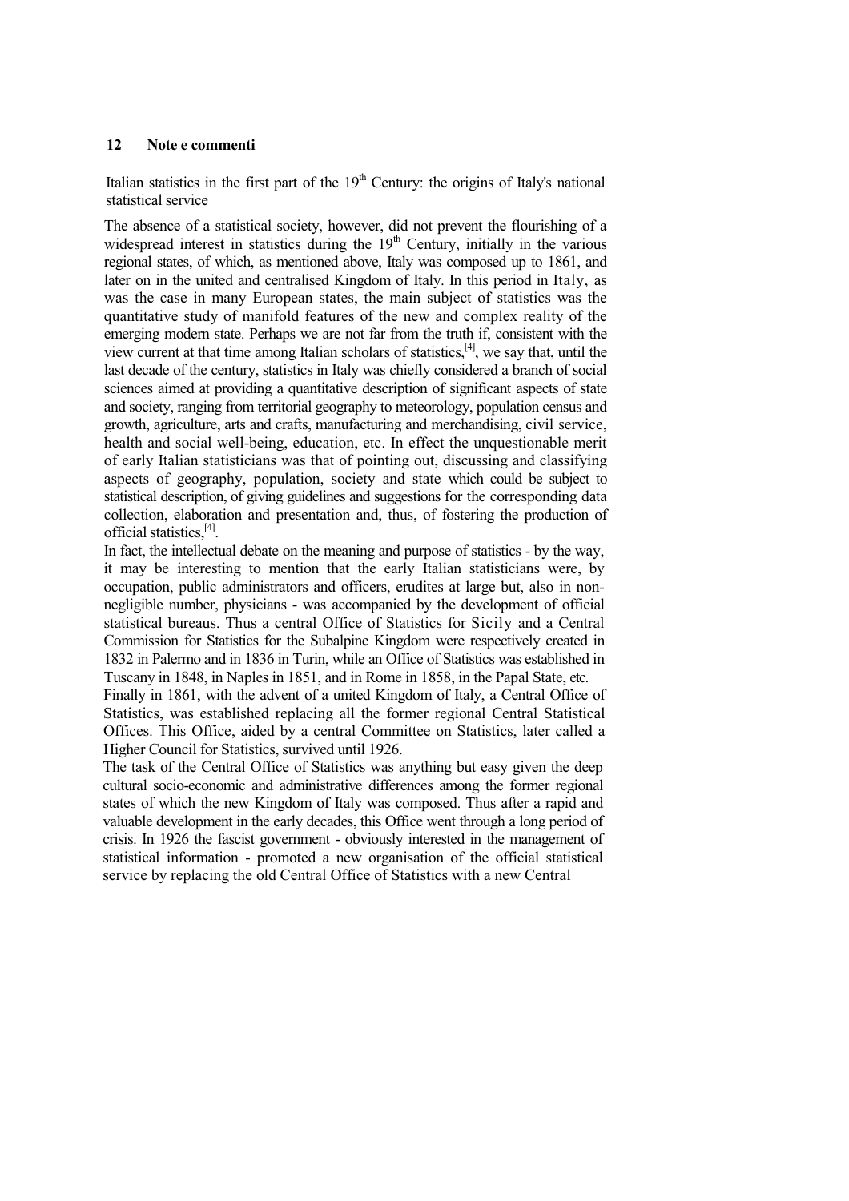Italian statistics in the first part of the 19th Century: the origins of Italy's national statistical service

The absence of a statistical society, however, did not prevent the flourishing of a widespread interest in statistics during the 19th Century, initially in the various regional states, of which, as mentioned above, Italy was composed up to 1861, and later on in the united and centralised Kingdom of Italy. In this period in Italy, as was the case in many European states, the main subject of statistics was the quantitative study of manifold features of the new and complex reality of the emerging modern state. Perhaps we are not far from the truth if, consistent with the view current at that time among Italian scholars of statistics,[4], we say that, until the last decade of the century, statistics in Italy was chiefly considered a branch of social sciences aimed at providing a quantitative description of significant aspects of state and society, ranging from territorial geography to meteorology, population census and growth, agriculture, arts and crafts, manufacturing and merchandising, civil service, health and social well-being, education, etc. In effect the unquestionable merit of early Italian statisticians was that of pointing out, discussing and classifying aspects of geography, population, society and state which could be subject to statistical description, of giving guidelines and suggestions for the corresponding data collection, elaboration and presentation and, thus, of fostering the production of official statistics,[4].

In fact, the intellectual debate on the meaning and purpose of statistics - by the way, it may be interesting to mention that the early Italian statisticians were, by occupation, public administrators and officers, erudites at large but, also in non-negligible number, physicians - was accompanied by the development of official statistical bureaus. Thus a central Office of Statistics for Sicily and a Central Commission for Statistics for the Subalpine Kingdom were respectively created in 1832 in Palermo and in 1836 in Turin, while an Office of Statistics was established in Tuscany in 1848, in Naples in 1851, and in Rome in 1858, in the Papal State, etc.

Finally in 1861, with the advent of a united Kingdom of Italy, a Central Office of Statistics, was established replacing all the former regional Central Statistical Offices. This Office, aided by a central Committee on Statistics, later called a Higher Council for Statistics, survived until 1926.

The task of the Central Office of Statistics was anything but easy given the deep cultural socio-economic and administrative differences among the former regional states of which the new Kingdom of Italy was composed. Thus after a rapid and valuable development in the early decades, this Office went through a long period of crisis. In 1926 the fascist government - obviously interested in the management of statistical information - promoted a new organisation of the official statistical service by replacing the old Central Office of Statistics with a new Central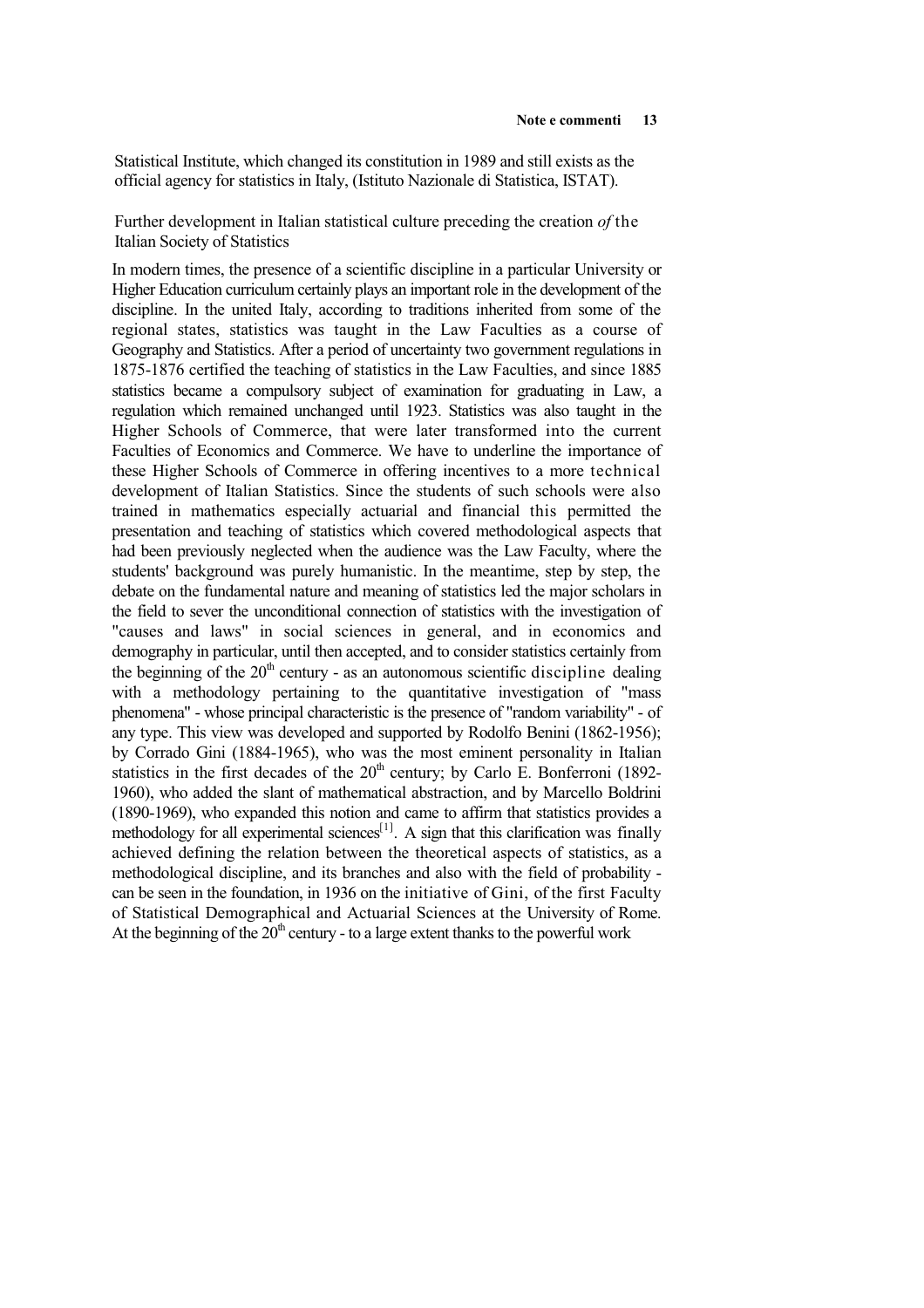Statistical Institute, which changed its constitution in 1989 and still exists as the official agency for statistics in Italy, (Istituto Nazionale di Statistica, ISTAT).

## Further development in Italian statistical culture preceding the creation *of* the Italian Society of Statistics

In modern times, the presence of a scientific discipline in a particular University or Higher Education curriculum certainly plays an important role in the development of the discipline. In the united Italy, according to traditions inherited from some of the regional states, statistics was taught in the Law Faculties as a course of Geography and Statistics. After a period of uncertainty two government regulations in 1875-1876 certified the teaching of statistics in the Law Faculties, and since 1885 statistics became a compulsory subject of examination for graduating in Law, a regulation which remained unchanged until 1923. Statistics was also taught in the Higher Schools of Commerce, that were later transformed into the current Faculties of Economics and Commerce. We have to underline the importance of these Higher Schools of Commerce in offering incentives to a more technical development of Italian Statistics. Since the students of such schools were also trained in mathematics especially actuarial and financial this permitted the presentation and teaching of statistics which covered methodological aspects that had been previously neglected when the audience was the Law Faculty, where the students' background was purely humanistic. In the meantime, step by step, the debate on the fundamental nature and meaning of statistics led the major scholars in the field to sever the unconditional connection of statistics with the investigation of "causes and laws" in social sciences in general, and in economics and demography in particular, until then accepted, and to consider statistics certainly from the beginning of the 20th century - as an autonomous scientific discipline dealing with a methodology pertaining to the quantitative investigation of "mass phenomena" - whose principal characteristic is the presence of "random variability" - of any type. This view was developed and supported by Rodolfo Benini (1862-1956); by Corrado Gini (1884-1965), who was the most eminent personality in Italian statistics in the first decades of the 20th century; by Carlo E. Bonferroni (1892-1960), who added the slant of mathematical abstraction, and by Marcello Boldrini (1890-1969), who expanded this notion and came to affirm that statistics provides a methodology for all experimental sciences[1]. A sign that this clarification was finally achieved defining the relation between the theoretical aspects of statistics, as a methodological discipline, and its branches and also with the field of probability - can be seen in the foundation, in 1936 on the initiative of Gini, of the first Faculty of Statistical Demographical and Actuarial Sciences at the University of Rome. At the beginning of the 20th century - to a large extent thanks to the powerful work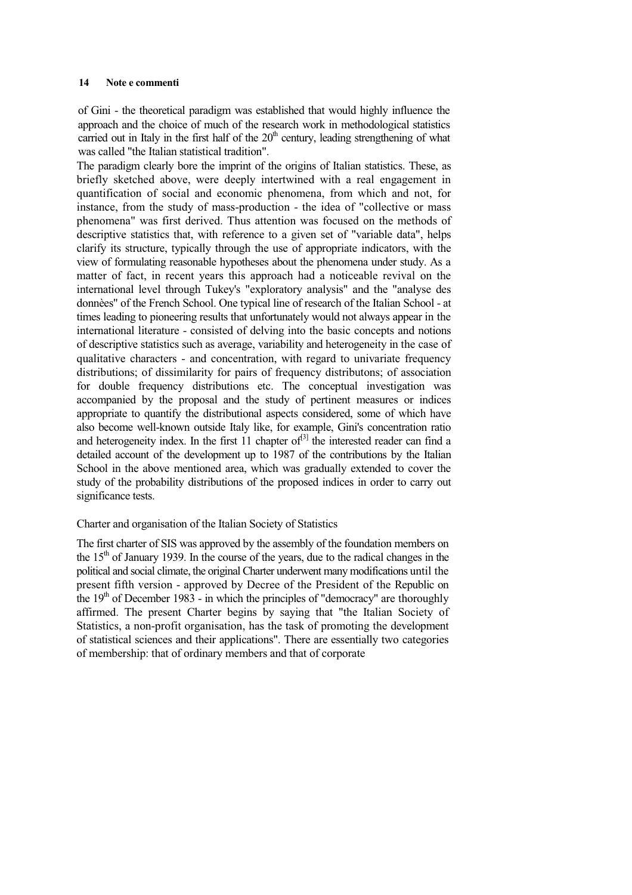of Gini - the theoretical paradigm was established that would highly influence the approach and the choice of much of the research work in methodological statistics carried out in Italy in the first half of the 20th century, leading strengthening of what was called "the Italian statistical tradition".

The paradigm clearly bore the imprint of the origins of Italian statistics. These, as briefly sketched above, were deeply intertwined with a real engagement in quantification of social and economic phenomena, from which and not, for instance, from the study of mass-production - the idea of "collective or mass phenomena" was first derived. Thus attention was focused on the methods of descriptive statistics that, with reference to a given set of "variable data", helps clarify its structure, typically through the use of appropriate indicators, with the view of formulating reasonable hypotheses about the phenomena under study. As a matter of fact, in recent years this approach had a noticeable revival on the international level through Tukey's "exploratory analysis" and the "analyse des donnèes" of the French School. One typical line of research of the Italian School - at times leading to pioneering results that unfortunately would not always appear in the international literature - consisted of delving into the basic concepts and notions of descriptive statistics such as average, variability and heterogeneity in the case of qualitative characters - and concentration, with regard to univariate frequency distributions; of dissimilarity for pairs of frequency distributons; of association for double frequency distributions etc. The conceptual investigation was accompanied by the proposal and the study of pertinent measures or indices appropriate to quantify the distributional aspects considered, some of which have also become well-known outside Italy like, for example, Gini's concentration ratio and heterogeneity index. In the first 11 chapter of[3] the interested reader can find a detailed account of the development up to 1987 of the contributions by the Italian School in the above mentioned area, which was gradually extended to cover the study of the probability distributions of the proposed indices in order to carry out significance tests.

## Charter and organisation of the Italian Society of Statistics

The first charter of SIS was approved by the assembly of the foundation members on the 15th of January 1939. In the course of the years, due to the radical changes in the political and social climate, the original Charter underwent many modifications until the present fifth version - approved by Decree of the President of the Republic on the 19th of December 1983 - in which the principles of "democracy" are thoroughly affirmed. The present Charter begins by saying that "the Italian Society of Statistics, a non-profit organisation, has the task of promoting the development of statistical sciences and their applications". There are essentially two categories of membership: that of ordinary members and that of corporate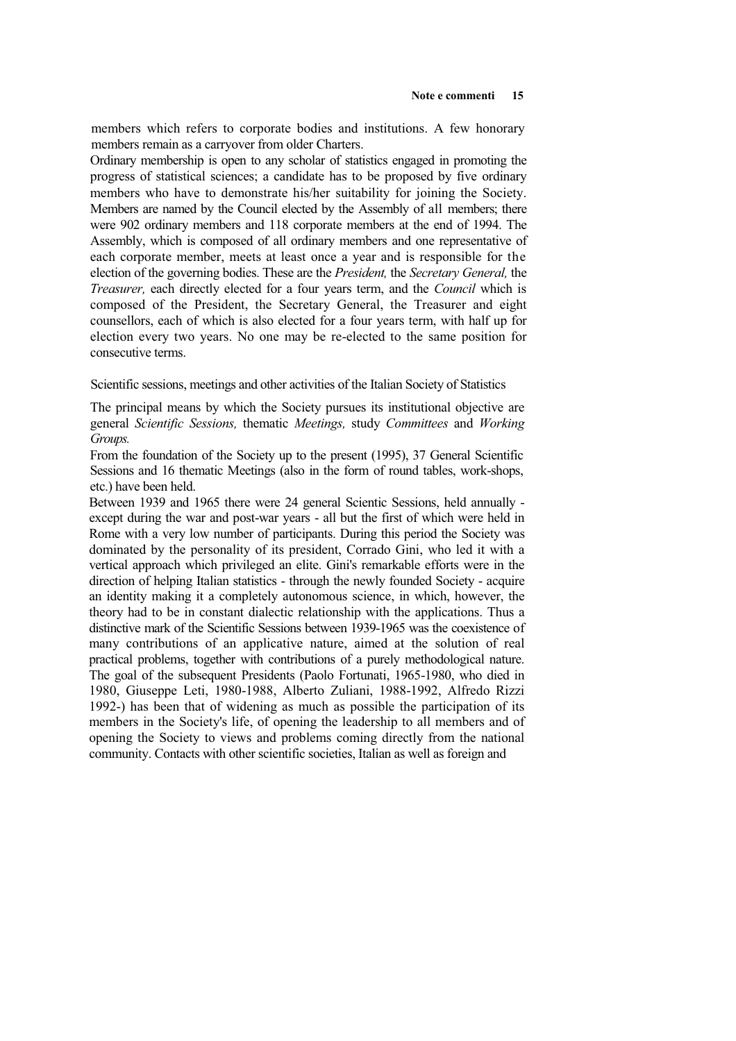members which refers to corporate bodies and institutions. A few honorary members remain as a carryover from older Charters.

Ordinary membership is open to any scholar of statistics engaged in promoting the progress of statistical sciences; a candidate has to be proposed by five ordinary members who have to demonstrate his/her suitability for joining the Society. Members are named by the Council elected by the Assembly of all members; there were 902 ordinary members and 118 corporate members at the end of 1994. The Assembly, which is composed of all ordinary members and one representative of each corporate member, meets at least once a year and is responsible for the election of the governing bodies. These are the *President,* the *Secretary General,* the *Treasurer,* each directly elected for a four years term, and the *Council* which is composed of the President, the Secretary General, the Treasurer and eight counsellors, each of which is also elected for a four years term, with half up for election every two years. No one may be re-elected to the same position for consecutive terms.

## Scientific sessions, meetings and other activities of the Italian Society of Statistics

The principal means by which the Society pursues its institutional objective are general *Scientific Sessions,* thematic *Meetings,* study *Committees* and *Working Groups.*

From the foundation of the Society up to the present (1995), 37 General Scientific Sessions and 16 thematic Meetings (also in the form of round tables, work-shops, etc.) have been held.

Between 1939 and 1965 there were 24 general Scientic Sessions, held annually - except during the war and post-war years - all but the first of which were held in Rome with a very low number of participants. During this period the Society was dominated by the personality of its president, Corrado Gini, who led it with a vertical approach which privileged an elite. Gini's remarkable efforts were in the direction of helping Italian statistics - through the newly founded Society - acquire an identity making it a completely autonomous science, in which, however, the theory had to be in constant dialectic relationship with the applications. Thus a distinctive mark of the Scientific Sessions between 1939-1965 was the coexistence of many contributions of an applicative nature, aimed at the solution of real practical problems, together with contributions of a purely methodological nature. The goal of the subsequent Presidents (Paolo Fortunati, 1965-1980, who died in 1980, Giuseppe Leti, 1980-1988, Alberto Zuliani, 1988-1992, Alfredo Rizzi 1992-) has been that of widening as much as possible the participation of its members in the Society's life, of opening the leadership to all members and of opening the Society to views and problems coming directly from the national community. Contacts with other scientific societies, Italian as well as foreign and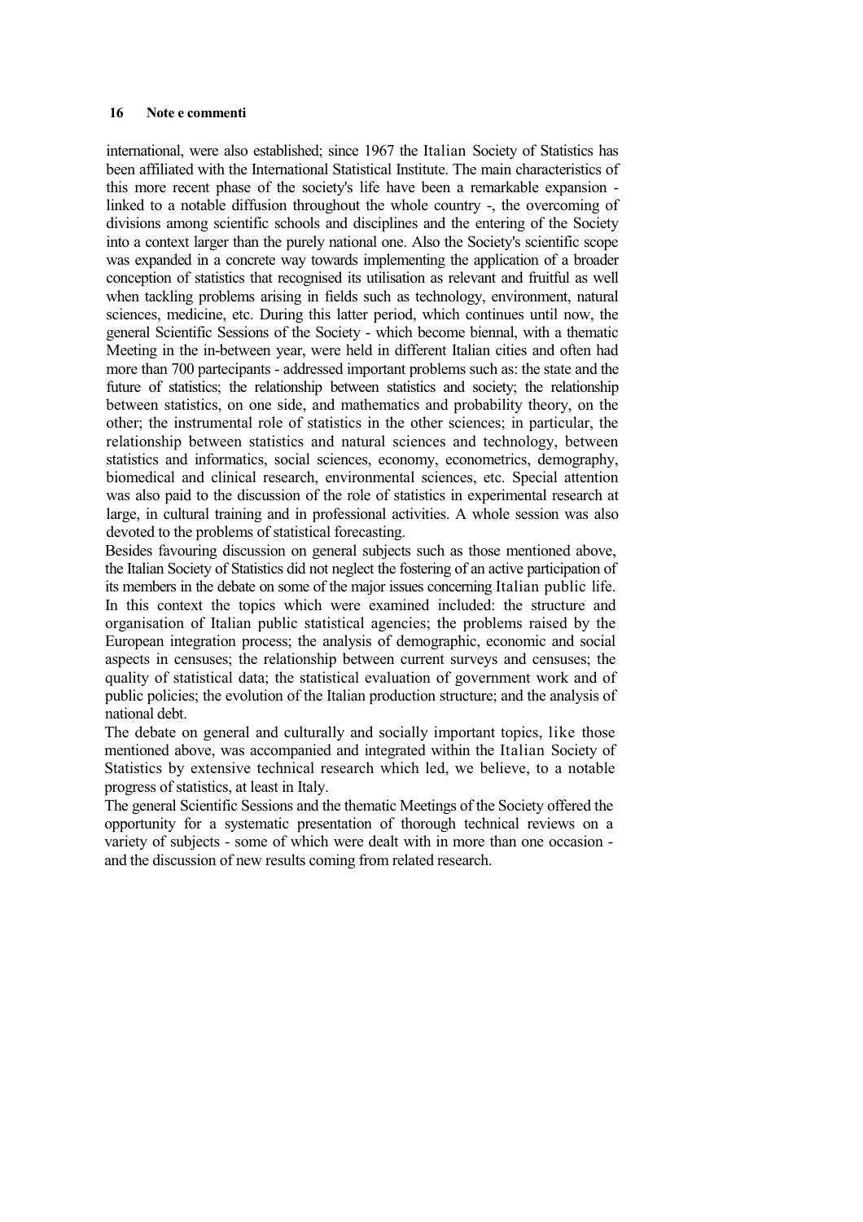international, were also established; since 1967 the Italian Society of Statistics has been affiliated with the International Statistical Institute. The main characteristics of this more recent phase of the society's life have been a remarkable expansion - linked to a notable diffusion throughout the whole country -, the overcoming of divisions among scientific schools and disciplines and the entering of the Society into a context larger than the purely national one. Also the Society's scientific scope was expanded in a concrete way towards implementing the application of a broader conception of statistics that recognised its utilisation as relevant and fruitful as well when tackling problems arising in fields such as technology, environment, natural sciences, medicine, etc. During this latter period, which continues until now, the general Scientific Sessions of the Society - which become biennal, with a thematic Meeting in the in-between year, were held in different Italian cities and often had more than 700 partecipants - addressed important problems such as: the state and the future of statistics; the relationship between statistics and society; the relationship between statistics, on one side, and mathematics and probability theory, on the other; the instrumental role of statistics in the other sciences; in particular, the relationship between statistics and natural sciences and technology, between statistics and informatics, social sciences, economy, econometrics, demography, biomedical and clinical research, environmental sciences, etc. Special attention was also paid to the discussion of the role of statistics in experimental research at large, in cultural training and in professional activities. A whole session was also devoted to the problems of statistical forecasting.

Besides favouring discussion on general subjects such as those mentioned above, the Italian Society of Statistics did not neglect the fostering of an active participation of its members in the debate on some of the major issues concerning Italian public life. In this context the topics which were examined included: the structure and organisation of Italian public statistical agencies; the problems raised by the European integration process; the analysis of demographic, economic and social aspects in censuses; the relationship between current surveys and censuses; the quality of statistical data; the statistical evaluation of government work and of public policies; the evolution of the Italian production structure; and the analysis of national debt.

The debate on general and culturally and socially important topics, like those mentioned above, was accompanied and integrated within the Italian Society of Statistics by extensive technical research which led, we believe, to a notable progress of statistics, at least in Italy.

The general Scientific Sessions and the thematic Meetings of the Society offered the opportunity for a systematic presentation of thorough technical reviews on a variety of subjects - some of which were dealt with in more than one occasion - and the discussion of new results coming from related research.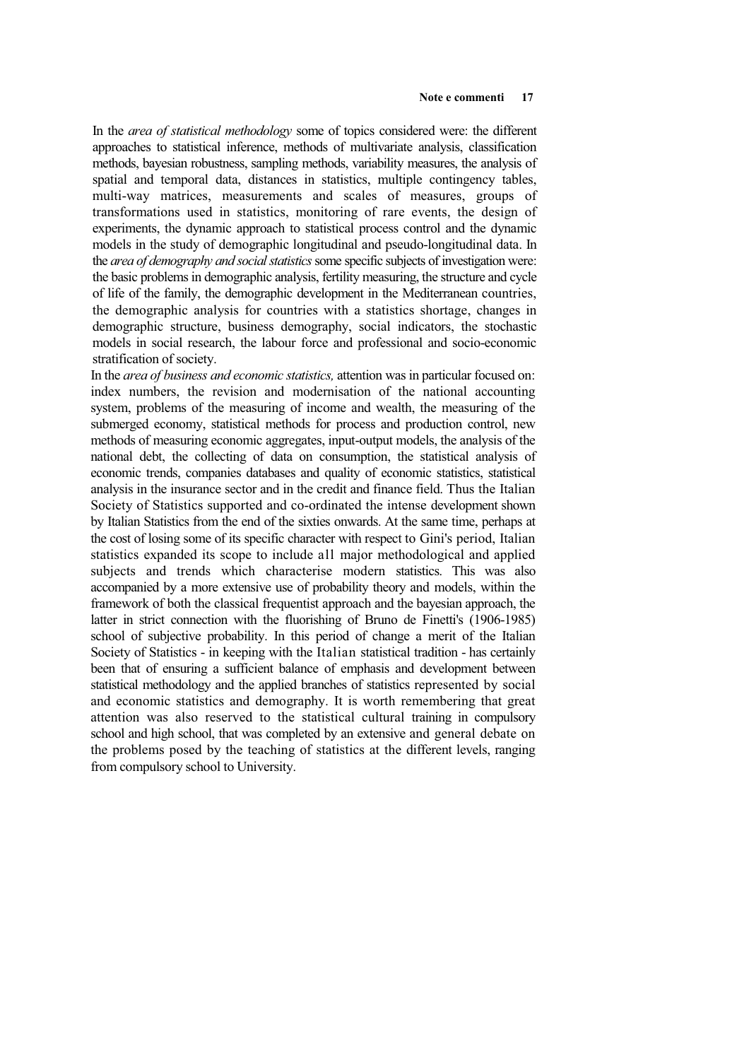In the *area of statistical methodology* some of topics considered were: the different approaches to statistical inference, methods of multivariate analysis, classification methods, bayesian robustness, sampling methods, variability measures, the analysis of spatial and temporal data, distances in statistics, multiple contingency tables, multi-way matrices, measurements and scales of measures, groups of transformations used in statistics, monitoring of rare events, the design of experiments, the dynamic approach to statistical process control and the dynamic models in the study of demographic longitudinal and pseudo-longitudinal data. In the *area of demography and social statistics* some specific subjects of investigation were: the basic problems in demographic analysis, fertility measuring, the structure and cycle of life of the family, the demographic development in the Mediterranean countries, the demographic analysis for countries with a statistics shortage, changes in demographic structure, business demography, social indicators, the stochastic models in social research, the labour force and professional and socio-economic stratification of society.

In the *area of business and economic statistics,* attention was in particular focused on: index numbers, the revision and modernisation of the national accounting system, problems of the measuring of income and wealth, the measuring of the submerged economy, statistical methods for process and production control, new methods of measuring economic aggregates, input-output models, the analysis of the national debt, the collecting of data on consumption, the statistical analysis of economic trends, companies databases and quality of economic statistics, statistical analysis in the insurance sector and in the credit and finance field. Thus the Italian Society of Statistics supported and co-ordinated the intense development shown by Italian Statistics from the end of the sixties onwards. At the same time, perhaps at the cost of losing some of its specific character with respect to Gini's period, Italian statistics expanded its scope to include all major methodological and applied subjects and trends which characterise modern statistics. This was also accompanied by a more extensive use of probability theory and models, within the framework of both the classical frequentist approach and the bayesian approach, the latter in strict connection with the fluorishing of Bruno de Finetti's (1906-1985) school of subjective probability. In this period of change a merit of the Italian Society of Statistics - in keeping with the Italian statistical tradition - has certainly been that of ensuring a sufficient balance of emphasis and development between statistical methodology and the applied branches of statistics represented by social and economic statistics and demography. It is worth remembering that great attention was also reserved to the statistical cultural training in compulsory school and high school, that was completed by an extensive and general debate on the problems posed by the teaching of statistics at the different levels, ranging from compulsory school to University.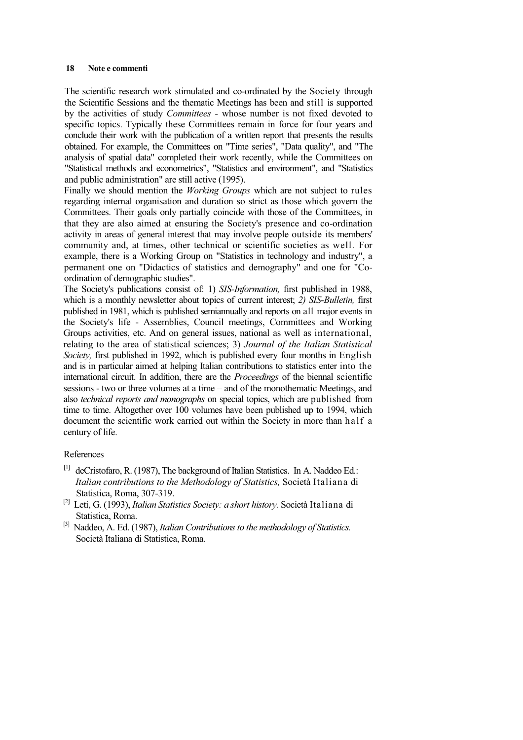The scientific research work stimulated and co-ordinated by the Society through the Scientific Sessions and the thematic Meetings has been and still is supported by the activities of study *Committees* - whose number is not fixed devoted to specific topics. Typically these Committees remain in force for four years and conclude their work with the publication of a written report that presents the results obtained. For example, the Committees on "Time series", "Data quality", and "The analysis of spatial data" completed their work recently, while the Committees on "Statistical methods and econometrics", "Statistics and environment", and "Statistics and public administration" are still active (1995).

Finally we should mention the *Working Groups* which are not subject to rules regarding internal organisation and duration so strict as those which govern the Committees. Their goals only partially coincide with those of the Committees, in that they are also aimed at ensuring the Society's presence and co-ordination activity in areas of general interest that may involve people outside its members' community and, at times, other technical or scientific societies as well. For example, there is a Working Group on "Statistics in technology and industry", a permanent one on "Didactics of statistics and demography" and one for "Co-ordination of demographic studies".

The Society's publications consist of: 1) *SIS-Information,* first published in 1988, which is a monthly newsletter about topics of current interest; *2) SIS-Bulletin,* first published in 1981, which is published semiannually and reports on all major events in the Society's life - Assemblies, Council meetings, Committees and Working Groups activities, etc. And on general issues, national as well as international, relating to the area of statistical sciences; 3) *Journal of the Italian Statistical Society,* first published in 1992, which is published every four months in English and is in particular aimed at helping Italian contributions to statistics enter into the international circuit. In addition, there are the *Proceedings* of the biennal scientific sessions - two or three volumes at a time – and of the monothematic Meetings, and also *technical reports and monographs* on special topics, which are published from time to time. Altogether over 100 volumes have been published up to 1994, which document the scientific work carried out within the Society in more than half a century of life.

References

[1] deCristofaro, R. (1987), The background of Italian Statistics. In A. Naddeo Ed.: *Italian contributions to the Methodology of Statistics,* Società Italiana di Statistica, Roma, 307-319.

[2] Leti, G. (1993), *Italian Statistics Society: a short history.* Società Italiana di Statistica, Roma.

[3] Naddeo, A. Ed. (1987), *Italian Contributions to the methodology of Statistics.* Società Italiana di Statistica, Roma.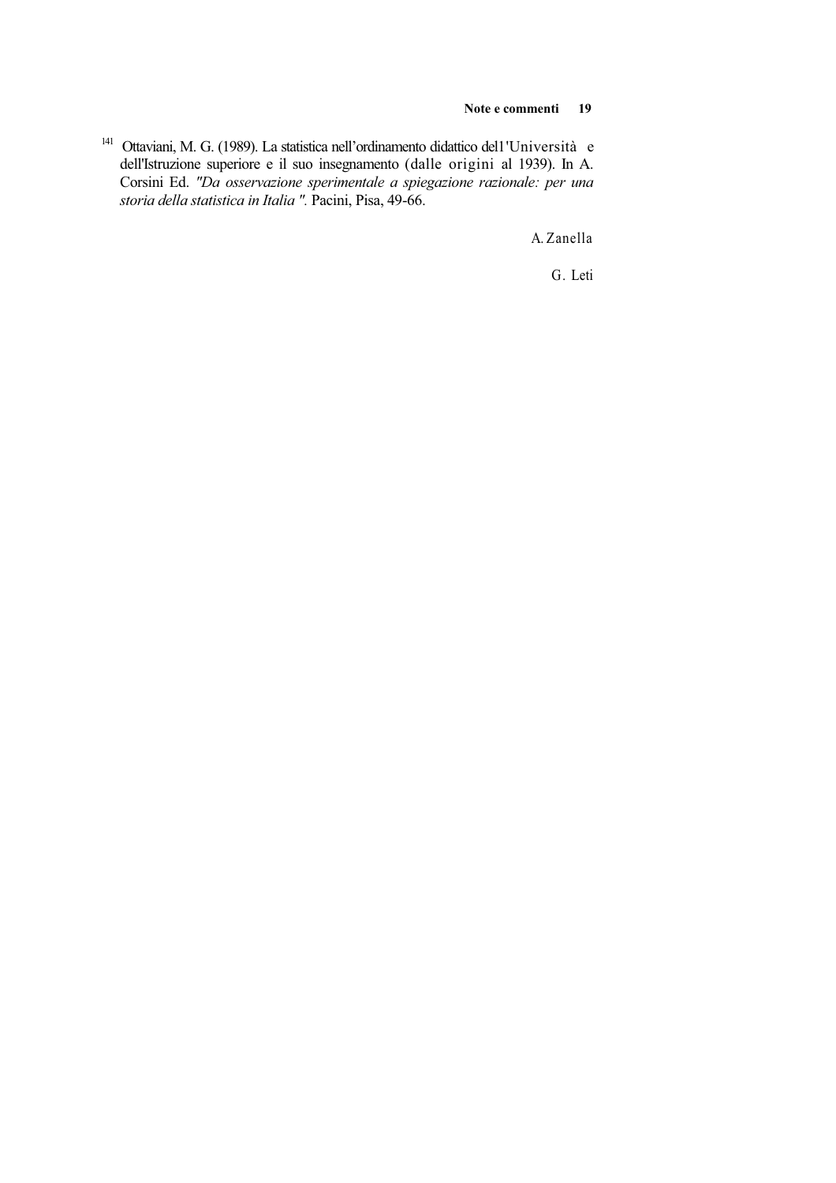[141] Ottaviani, M. G. (1989). La statistica nell'ordinamento didattico dell'Università e dell'Istruzione superiore e il suo insegnamento (dalle origini al 1939). In A. Corsini Ed. *"Da osservazione sperimentale a spiegazione razionale: per una storia della statistica in Italia ".* Pacini, Pisa, 49-66.

A. Zanella

G. Leti